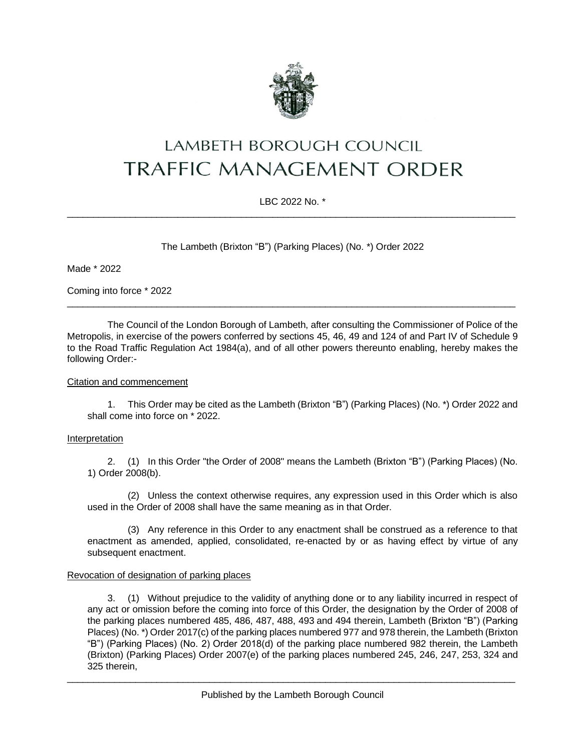# LAMBETH BOROUGH COUNCIL
# TRAFFIC MANAGEMENT ORDER

LBC 2022 No. *

---

The Lambeth (Brixton "B") (Parking Places) (No. *) Order 2022

Made * 2022

Coming into force * 2022

---

The Council of the London Borough of Lambeth, after consulting the Commissioner of Police of the Metropolis, in exercise of the powers conferred by sections 45, 46, 49 and 124 of and Part IV of Schedule 9 to the Road Traffic Regulation Act 1984(a), and of all other powers thereunto enabling, hereby makes the following Order:-

Citation and commencement

1. This Order may be cited as the Lambeth (Brixton "B") (Parking Places) (No. *) Order 2022 and shall come into force on * 2022.

Interpretation

2. (1) In this Order "the Order of 2008" means the Lambeth (Brixton "B") (Parking Places) (No. 1) Order 2008(b).

(2) Unless the context otherwise requires, any expression used in this Order which is also used in the Order of 2008 shall have the same meaning as in that Order.

(3) Any reference in this Order to any enactment shall be construed as a reference to that enactment as amended, applied, consolidated, re-enacted by or as having effect by virtue of any subsequent enactment.

Revocation of designation of parking places

3. (1) Without prejudice to the validity of anything done or to any liability incurred in respect of any act or omission before the coming into force of this Order, the designation by the Order of 2008 of the parking places numbered 485, 486, 487, 488, 493 and 494 therein, Lambeth (Brixton "B") (Parking Places) (No. *) Order 2017(c) of the parking places numbered 977 and 978 therein, the Lambeth (Brixton "B") (Parking Places) (No. 2) Order 2018(d) of the parking place numbered 982 therein, the Lambeth (Brixton) (Parking Places) Order 2007(e) of the parking places numbered 245, 246, 247, 253, 324 and 325 therein,

---

Published by the Lambeth Borough Council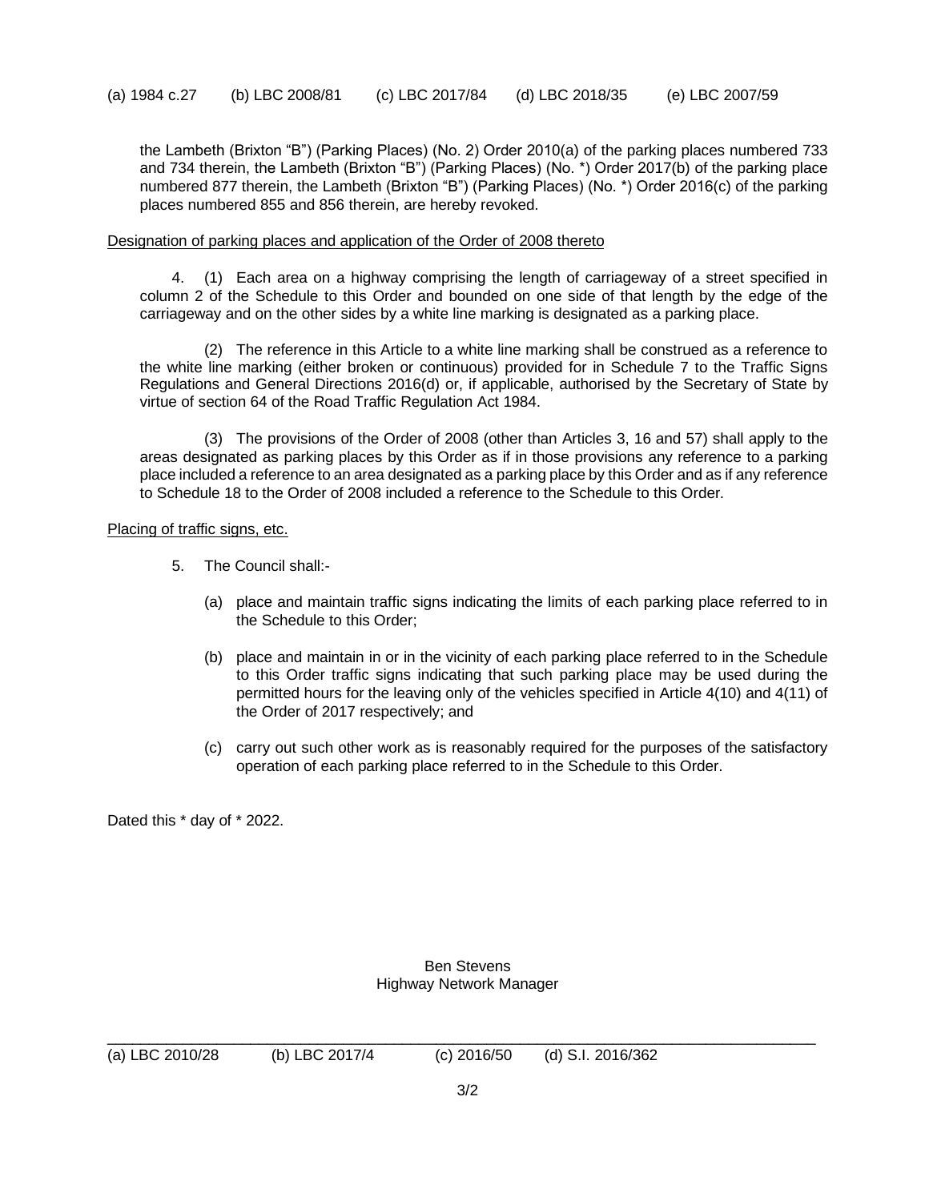(a) 1984 c.27 (b) LBC 2008/81 (c) LBC 2017/84 (d) LBC 2018/35 (e) LBC 2007/59

the Lambeth (Brixton "B") (Parking Places) (No. 2) Order 2010(a) of the parking places numbered 733 and 734 therein, the Lambeth (Brixton "B") (Parking Places) (No. *) Order 2017(b) of the parking place numbered 877 therein, the Lambeth (Brixton "B") (Parking Places) (No. *) Order 2016(c) of the parking places numbered 855 and 856 therein, are hereby revoked.

Designation of parking places and application of the Order of 2008 thereto

4. (1) Each area on a highway comprising the length of carriageway of a street specified in column 2 of the Schedule to this Order and bounded on one side of that length by the edge of the carriageway and on the other sides by a white line marking is designated as a parking place.

(2) The reference in this Article to a white line marking shall be construed as a reference to the white line marking (either broken or continuous) provided for in Schedule 7 to the Traffic Signs Regulations and General Directions 2016(d) or, if applicable, authorised by the Secretary of State by virtue of section 64 of the Road Traffic Regulation Act 1984.

(3) The provisions of the Order of 2008 (other than Articles 3, 16 and 57) shall apply to the areas designated as parking places by this Order as if in those provisions any reference to a parking place included a reference to an area designated as a parking place by this Order and as if any reference to Schedule 18 to the Order of 2008 included a reference to the Schedule to this Order.

Placing of traffic signs, etc.

5. The Council shall:-

(a) place and maintain traffic signs indicating the limits of each parking place referred to in the Schedule to this Order;

(b) place and maintain in or in the vicinity of each parking place referred to in the Schedule to this Order traffic signs indicating that such parking place may be used during the permitted hours for the leaving only of the vehicles specified in Article 4(10) and 4(11) of the Order of 2017 respectively; and

(c) carry out such other work as is reasonably required for the purposes of the satisfactory operation of each parking place referred to in the Schedule to this Order.

Dated this * day of * 2022.

Ben Stevens
Highway Network Manager

---

(a) LBC 2010/28 (b) LBC 2017/4 (c) 2016/50 (d) S.I. 2016/362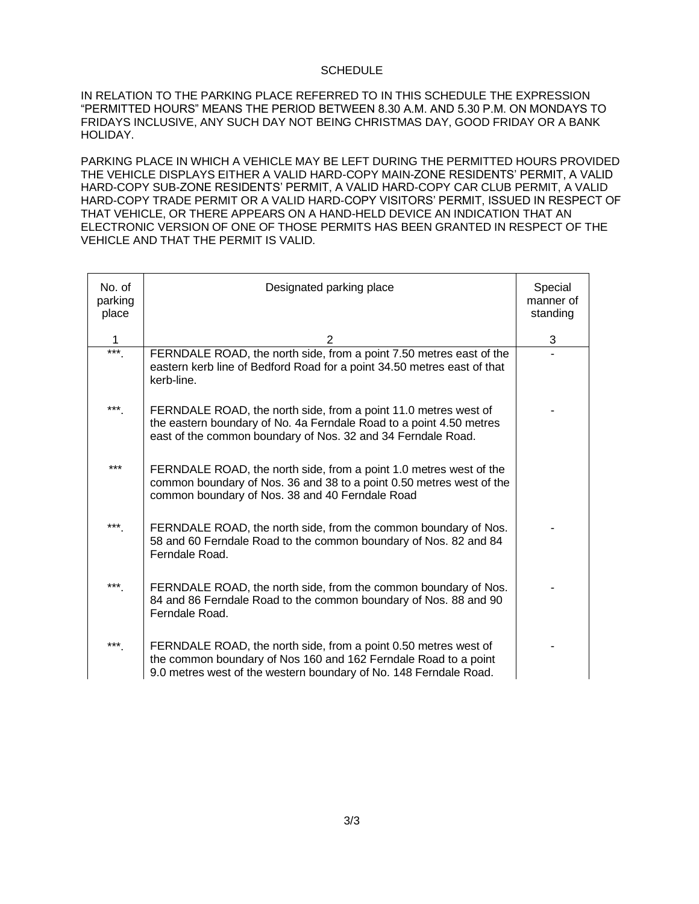SCHEDULE

IN RELATION TO THE PARKING PLACE REFERRED TO IN THIS SCHEDULE THE EXPRESSION "PERMITTED HOURS" MEANS THE PERIOD BETWEEN 8.30 A.M. AND 5.30 P.M. ON MONDAYS TO FRIDAYS INCLUSIVE, ANY SUCH DAY NOT BEING CHRISTMAS DAY, GOOD FRIDAY OR A BANK HOLIDAY.

PARKING PLACE IN WHICH A VEHICLE MAY BE LEFT DURING THE PERMITTED HOURS PROVIDED THE VEHICLE DISPLAYS EITHER A VALID HARD-COPY MAIN-ZONE RESIDENTS' PERMIT, A VALID HARD-COPY SUB-ZONE RESIDENTS' PERMIT, A VALID HARD-COPY CAR CLUB PERMIT, A VALID HARD-COPY TRADE PERMIT OR A VALID HARD-COPY VISITORS' PERMIT, ISSUED IN RESPECT OF THAT VEHICLE, OR THERE APPEARS ON A HAND-HELD DEVICE AN INDICATION THAT AN ELECTRONIC VERSION OF ONE OF THOSE PERMITS HAS BEEN GRANTED IN RESPECT OF THE VEHICLE AND THAT THE PERMIT IS VALID.

| No. of parking place | Designated parking place | Special manner of standing |
|---|---|---|
| 1 | 2 | 3 |
| ***. | FERNDALE ROAD, the north side, from a point 7.50 metres east of the eastern kerb line of Bedford Road for a point 34.50 metres east of that kerb-line. | - |
| ***. | FERNDALE ROAD, the north side, from a point 11.0 metres west of the eastern boundary of No. 4a Ferndale Road to a point 4.50 metres east of the common boundary of Nos. 32 and 34 Ferndale Road. | - |
| *** | FERNDALE ROAD, the north side, from a point 1.0 metres west of the common boundary of Nos. 36 and 38 to a point 0.50 metres west of the common boundary of Nos. 38 and 40 Ferndale Road | |
| ***. | FERNDALE ROAD, the north side, from the common boundary of Nos. 58 and 60 Ferndale Road to the common boundary of Nos. 82 and 84 Ferndale Road. | - |
| ***. | FERNDALE ROAD, the north side, from the common boundary of Nos. 84 and 86 Ferndale Road to the common boundary of Nos. 88 and 90 Ferndale Road. | - |
| ***. | FERNDALE ROAD, the north side, from a point 0.50 metres west of the common boundary of Nos 160 and 162 Ferndale Road to a point 9.0 metres west of the western boundary of No. 148 Ferndale Road. | - |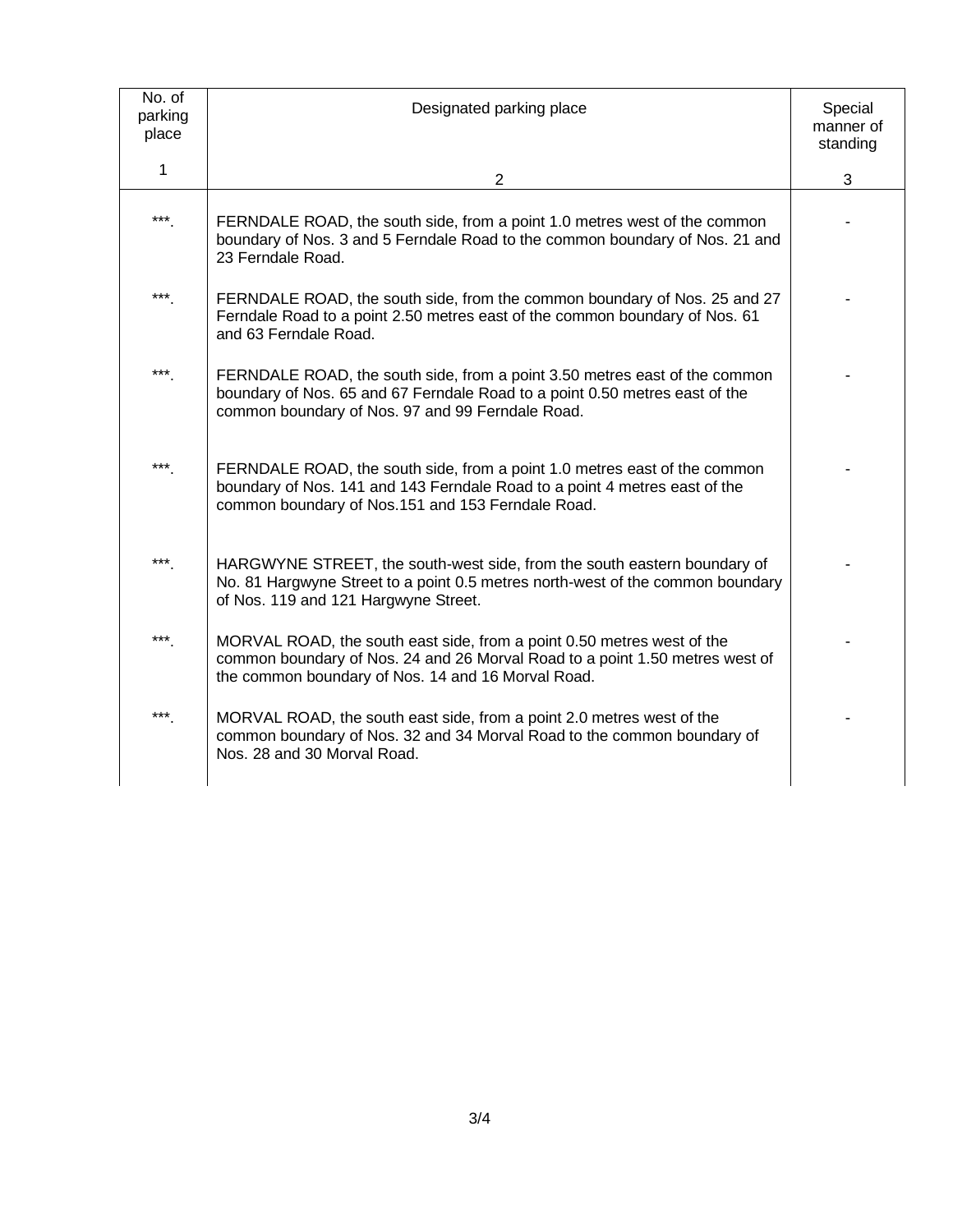| No. of parking place | Designated parking place | Special manner of standing |
|---|---|---|
| 1 | 2 | 3 |
| ***. | FERNDALE ROAD, the south side, from a point 1.0 metres west of the common boundary of Nos. 3 and 5 Ferndale Road to the common boundary of Nos. 21 and 23 Ferndale Road. | - |
| ***. | FERNDALE ROAD, the south side, from the common boundary of Nos. 25 and 27 Ferndale Road to a point 2.50 metres east of the common boundary of Nos. 61 and 63 Ferndale Road. | - |
| ***. | FERNDALE ROAD, the south side, from a point 3.50 metres east of the common boundary of Nos. 65 and 67 Ferndale Road to a point 0.50 metres east of the common boundary of Nos. 97 and 99 Ferndale Road. | - |
| ***. | FERNDALE ROAD, the south side, from a point 1.0 metres east of the common boundary of Nos. 141 and 143 Ferndale Road to a point 4 metres east of the common boundary of Nos.151 and 153 Ferndale Road. | - |
| ***. | HARGWYNE STREET, the south-west side, from the south eastern boundary of No. 81 Hargwyne Street to a point 0.5 metres north-west of the common boundary of Nos. 119 and 121 Hargwyne Street. | - |
| ***. | MORVAL ROAD, the south east side, from a point 0.50 metres west of the common boundary of Nos. 24 and 26 Morval Road to a point 1.50 metres west of the common boundary of Nos. 14 and 16 Morval Road. | - |
| ***. | MORVAL ROAD, the south east side, from a point 2.0 metres west of the common boundary of Nos. 32 and 34 Morval Road to the common boundary of Nos. 28 and 30 Morval Road. | - |